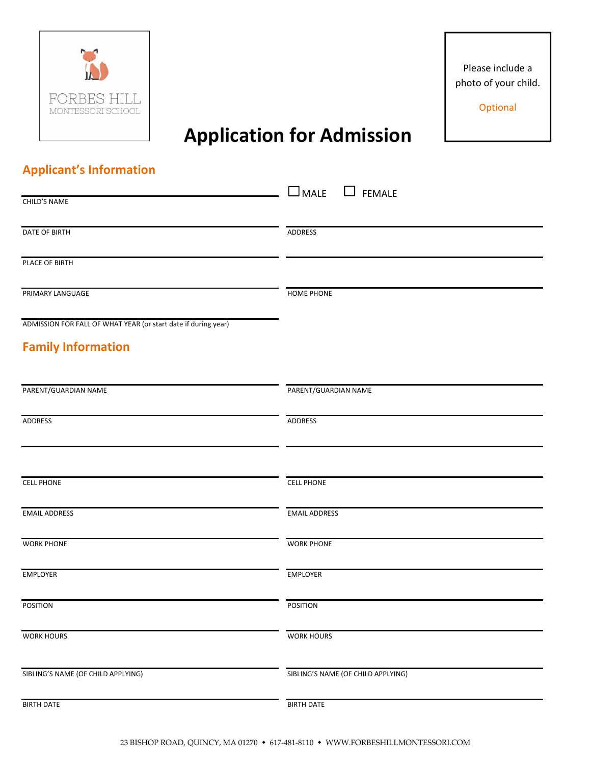FORBES HILL
MONTESSORI SCHOOL

Please include a photo of your child.

Optional

# Application for Admission

## Applicant's Information

CHILD'S NAME

☐ MALE ☐ FEMALE

DATE OF BIRTH

ADDRESS

PLACE OF BIRTH

PRIMARY LANGUAGE

HOME PHONE

ADMISSION FOR FALL OF WHAT YEAR (or start date if during year)

## Family Information

| | |
|---|---|
| PARENT/GUARDIAN NAME | PARENT/GUARDIAN NAME |
| ADDRESS | ADDRESS |
| CELL PHONE | CELL PHONE |
| EMAIL ADDRESS | EMAIL ADDRESS |
| WORK PHONE | WORK PHONE |
| EMPLOYER | EMPLOYER |
| POSITION | POSITION |
| WORK HOURS | WORK HOURS |
| SIBLING'S NAME (OF CHILD APPLYING) | SIBLING'S NAME (OF CHILD APPLYING) |
| BIRTH DATE | BIRTH DATE |

23 BISHOP ROAD, QUINCY, MA 01270 • 617-481-8110 • WWW.FORBESHILLMONTESSORI.COM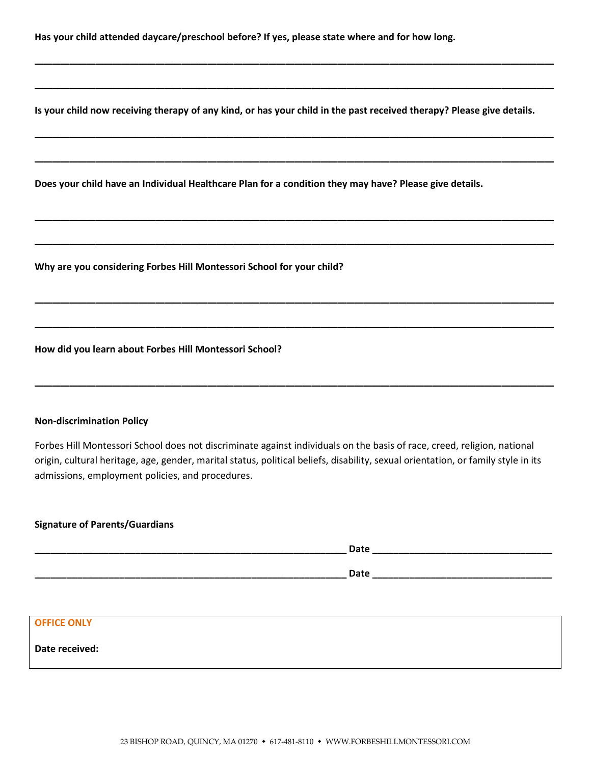**Has your child attended daycare/preschool before? If yes, please state where and for how long.**

_______________________________________________________________________________

_______________________________________________________________________________

**Is your child now receiving therapy of any kind, or has your child in the past received therapy? Please give details.**

_______________________________________________________________________________

_______________________________________________________________________________

**Does your child have an Individual Healthcare Plan for a condition they may have? Please give details.**

_______________________________________________________________________________

_______________________________________________________________________________

**Why are you considering Forbes Hill Montessori School for your child?**

_______________________________________________________________________________

_______________________________________________________________________________

**How did you learn about Forbes Hill Montessori School?**

_______________________________________________________________________________

**Non-discrimination Policy**

Forbes Hill Montessori School does not discriminate against individuals on the basis of race, creed, religion, national origin, cultural heritage, age, gender, marital status, political beliefs, disability, sexual orientation, or family style in its admissions, employment policies, and procedures.

**Signature of Parents/Guardians**

____________________________________________ **Date** ________________________

____________________________________________ **Date** ________________________

**OFFICE ONLY**

**Date received:**

23 BISHOP ROAD, QUINCY, MA 01270 • 617-481-8110 • WWW.FORBESHILLMONTESSORI.COM